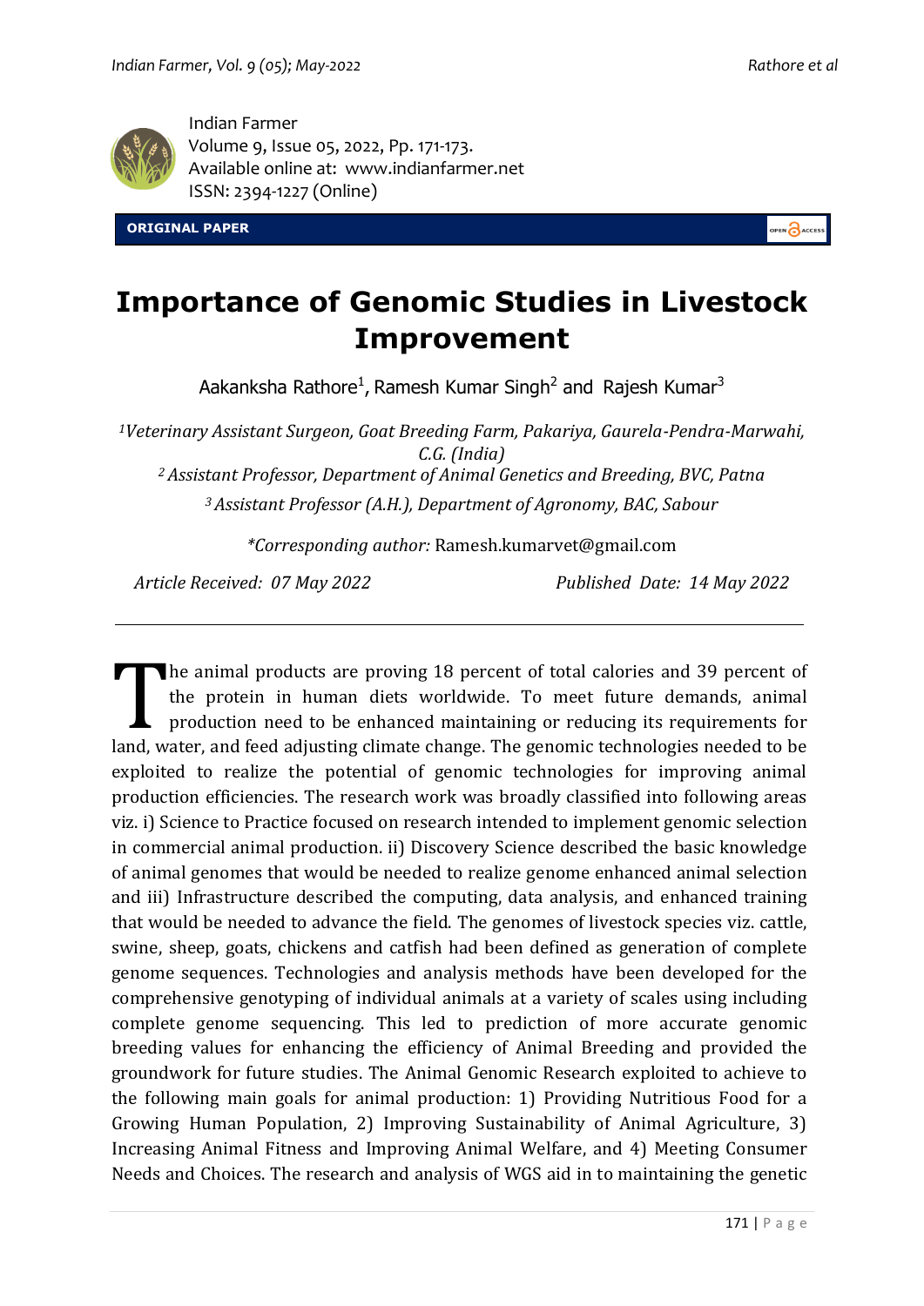Indian Farmer
Volume 9, Issue 05, 2022, Pp. 171-173.
Available online at: www.indianfarmer.net
ISSN: 2394-1227 (Online)

**ORIGINAL PAPER**

# Importance of Genomic Studies in Livestock Improvement

Aakanksha Rathore[1], Ramesh Kumar Singh[2] and Rajesh Kumar[3]

[1]*Veterinary Assistant Surgeon, Goat Breeding Farm, Pakariya, Gaurela-Pendra-Marwahi, C.G. (India)*

[2] *Assistant Professor, Department of Animal Genetics and Breeding, BVC, Patna*

[3] *Assistant Professor (A.H.), Department of Agronomy, BAC, Sabour*

*\*Corresponding author:* Ramesh.kumarvet@gmail.com

*Article Received: 07 May 2022* *Published Date: 14 May 2022*

---

The animal products are proving 18 percent of total calories and 39 percent of the protein in human diets worldwide. To meet future demands, animal production need to be enhanced maintaining or reducing its requirements for land, water, and feed adjusting climate change. The genomic technologies needed to be exploited to realize the potential of genomic technologies for improving animal production efficiencies. The research work was broadly classified into following areas viz. i) Science to Practice focused on research intended to implement genomic selection in commercial animal production. ii) Discovery Science described the basic knowledge of animal genomes that would be needed to realize genome enhanced animal selection and iii) Infrastructure described the computing, data analysis, and enhanced training that would be needed to advance the field. The genomes of livestock species viz. cattle, swine, sheep, goats, chickens and catfish had been defined as generation of complete genome sequences. Technologies and analysis methods have been developed for the comprehensive genotyping of individual animals at a variety of scales using including complete genome sequencing. This led to prediction of more accurate genomic breeding values for enhancing the efficiency of Animal Breeding and provided the groundwork for future studies. The Animal Genomic Research exploited to achieve to the following main goals for animal production: 1) Providing Nutritious Food for a Growing Human Population, 2) Improving Sustainability of Animal Agriculture, 3) Increasing Animal Fitness and Improving Animal Welfare, and 4) Meeting Consumer Needs and Choices. The research and analysis of WGS aid in to maintaining the genetic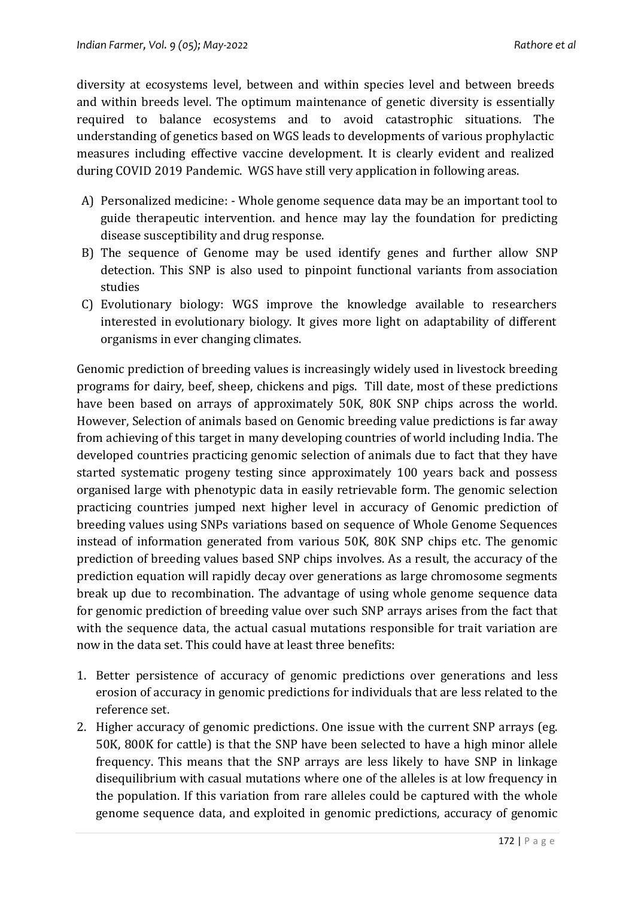diversity at ecosystems level, between and within species level and between breeds and within breeds level. The optimum maintenance of genetic diversity is essentially required to balance ecosystems and to avoid catastrophic situations. The understanding of genetics based on WGS leads to developments of various prophylactic measures including effective vaccine development. It is clearly evident and realized during COVID 2019 Pandemic. WGS have still very application in following areas.

A) Personalized medicine: - Whole genome sequence data may be an important tool to guide therapeutic intervention. and hence may lay the foundation for predicting disease susceptibility and drug response.
B) The sequence of Genome may be used identify genes and further allow SNP detection. This SNP is also used to pinpoint functional variants from association studies
C) Evolutionary biology: WGS improve the knowledge available to researchers interested in evolutionary biology. It gives more light on adaptability of different organisms in ever changing climates.

Genomic prediction of breeding values is increasingly widely used in livestock breeding programs for dairy, beef, sheep, chickens and pigs. Till date, most of these predictions have been based on arrays of approximately 50K, 80K SNP chips across the world. However, Selection of animals based on Genomic breeding value predictions is far away from achieving of this target in many developing countries of world including India. The developed countries practicing genomic selection of animals due to fact that they have started systematic progeny testing since approximately 100 years back and possess organised large with phenotypic data in easily retrievable form. The genomic selection practicing countries jumped next higher level in accuracy of Genomic prediction of breeding values using SNPs variations based on sequence of Whole Genome Sequences instead of information generated from various 50K, 80K SNP chips etc. The genomic prediction of breeding values based SNP chips involves. As a result, the accuracy of the prediction equation will rapidly decay over generations as large chromosome segments break up due to recombination. The advantage of using whole genome sequence data for genomic prediction of breeding value over such SNP arrays arises from the fact that with the sequence data, the actual casual mutations responsible for trait variation are now in the data set. This could have at least three benefits:

1. Better persistence of accuracy of genomic predictions over generations and less erosion of accuracy in genomic predictions for individuals that are less related to the reference set.
2. Higher accuracy of genomic predictions. One issue with the current SNP arrays (eg. 50K, 800K for cattle) is that the SNP have been selected to have a high minor allele frequency. This means that the SNP arrays are less likely to have SNP in linkage disequilibrium with casual mutations where one of the alleles is at low frequency in the population. If this variation from rare alleles could be captured with the whole genome sequence data, and exploited in genomic predictions, accuracy of genomic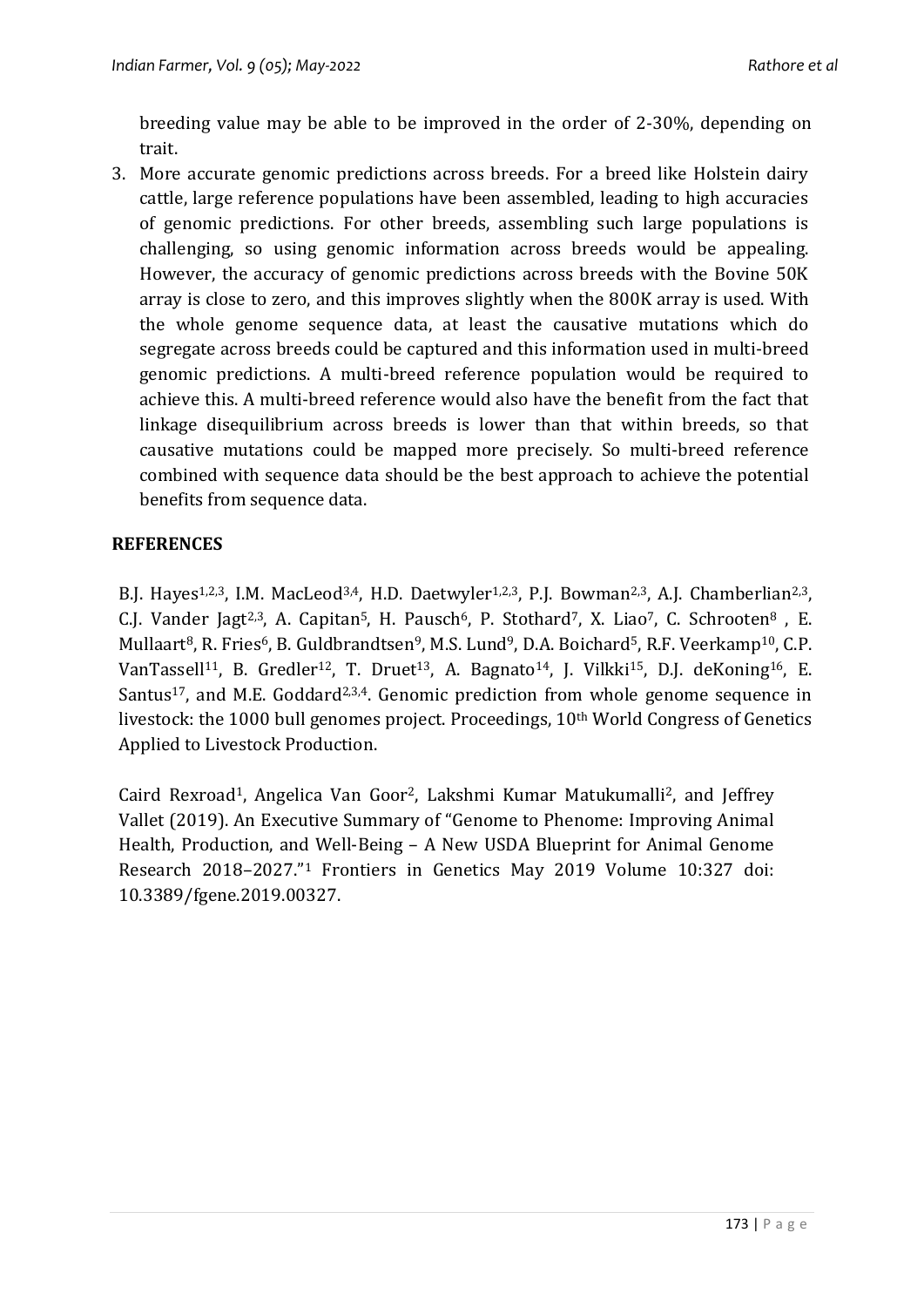breeding value may be able to be improved in the order of 2-30%, depending on trait.

3. More accurate genomic predictions across breeds. For a breed like Holstein dairy cattle, large reference populations have been assembled, leading to high accuracies of genomic predictions. For other breeds, assembling such large populations is challenging, so using genomic information across breeds would be appealing. However, the accuracy of genomic predictions across breeds with the Bovine 50K array is close to zero, and this improves slightly when the 800K array is used. With the whole genome sequence data, at least the causative mutations which do segregate across breeds could be captured and this information used in multi-breed genomic predictions. A multi-breed reference population would be required to achieve this. A multi-breed reference would also have the benefit from the fact that linkage disequilibrium across breeds is lower than that within breeds, so that causative mutations could be mapped more precisely. So multi-breed reference combined with sequence data should be the best approach to achieve the potential benefits from sequence data.

## REFERENCES

B.J. Hayes[1,2,3], I.M. MacLeod[3,4], H.D. Daetwyler[1,2,3], P.J. Bowman[2,3], A.J. Chamberlian[2,3], C.J. Vander Jagt[2,3], A. Capitan[5], H. Pausch[6], P. Stothard[7], X. Liao[7], C. Schrooten[8] , E. Mullaart[8], R. Fries[6], B. Guldbrandtsen[9], M.S. Lund[9], D.A. Boichard[5], R.F. Veerkamp[10], C.P. VanTassell[11], B. Gredler[12], T. Druet[13], A. Bagnato[14], J. Vilkki[15], D.J. deKoning[16], E. Santus[17], and M.E. Goddard[2,3,4]. Genomic prediction from whole genome sequence in livestock: the 1000 bull genomes project. Proceedings, 10th World Congress of Genetics Applied to Livestock Production.

Caird Rexroad[1], Angelica Van Goor[2], Lakshmi Kumar Matukumalli[2], and Jeffrey Vallet (2019). An Executive Summary of "Genome to Phenome: Improving Animal Health, Production, and Well-Being – A New USDA Blueprint for Animal Genome Research 2018–2027."[1] Frontiers in Genetics May 2019 Volume 10:327 doi: 10.3389/fgene.2019.00327.